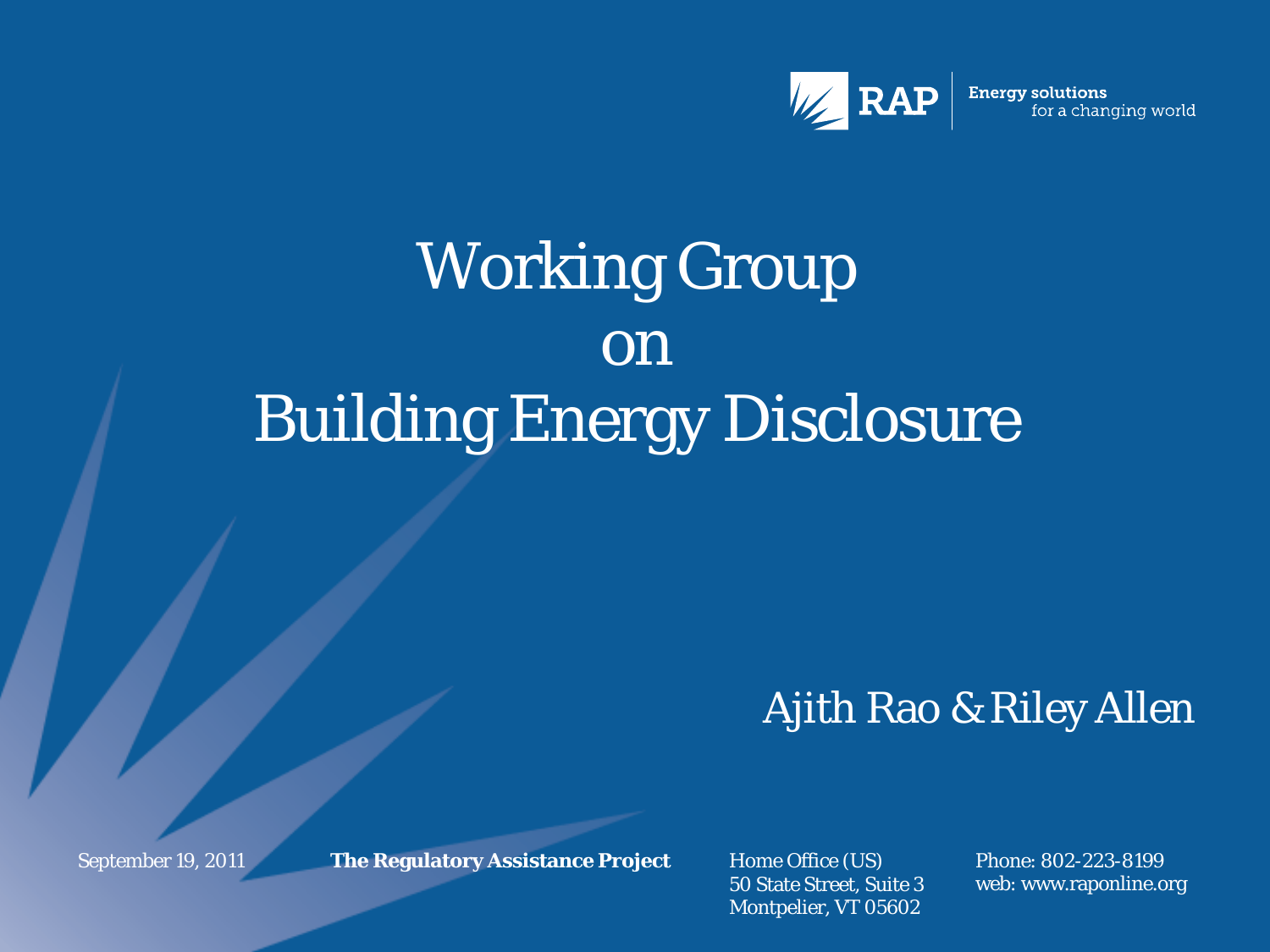RAP Energy solutions for a changing world

# Working Group on Building Energy Disclosure

Ajith Rao & Riley Allen

September 19, 2011

**The Regulatory Assistance Project**

Home Office (US)
50 State Street, Suite 3
Montpelier, VT 05602

Phone: 802-223-8199
web: www.raponline.org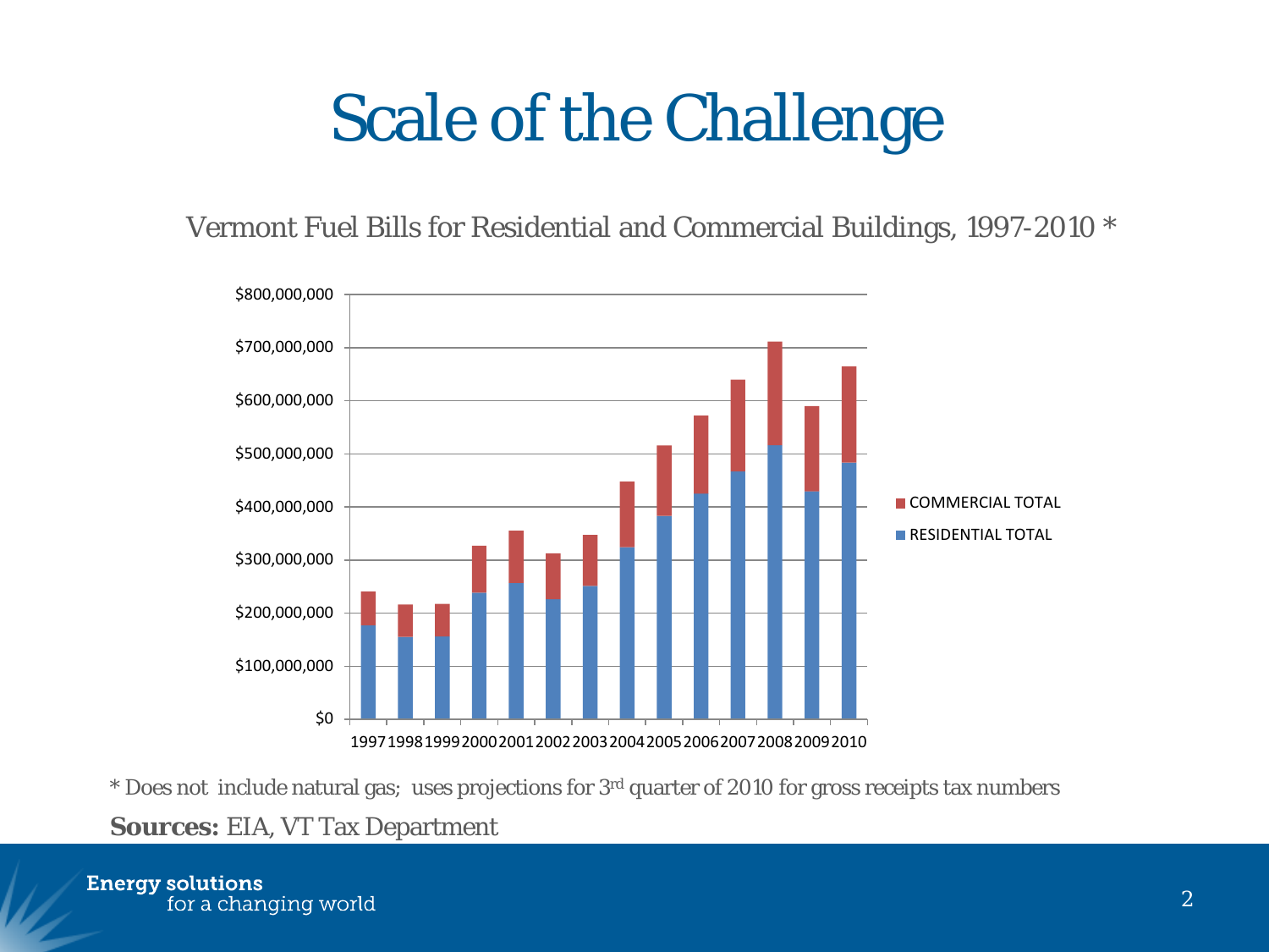# Scale of the Challenge

Vermont Fuel Bills for Residential and Commercial Buildings, 1997-2010 *

$800,000,000
$700,000,000
$600,000,000
$500,000,000
$400,000,000
$300,000,000
$200,000,000
$100,000,000
$0

1997 1998 1999 2000 2001 2002 2003 2004 2005 2006 2007 2008 2009 2010

COMMERCIAL TOTAL
RESIDENTIAL TOTAL

* Does not include natural gas; uses projections for 3rd quarter of 2010 for gross receipts tax numbers

**Sources:** EIA, VT Tax Department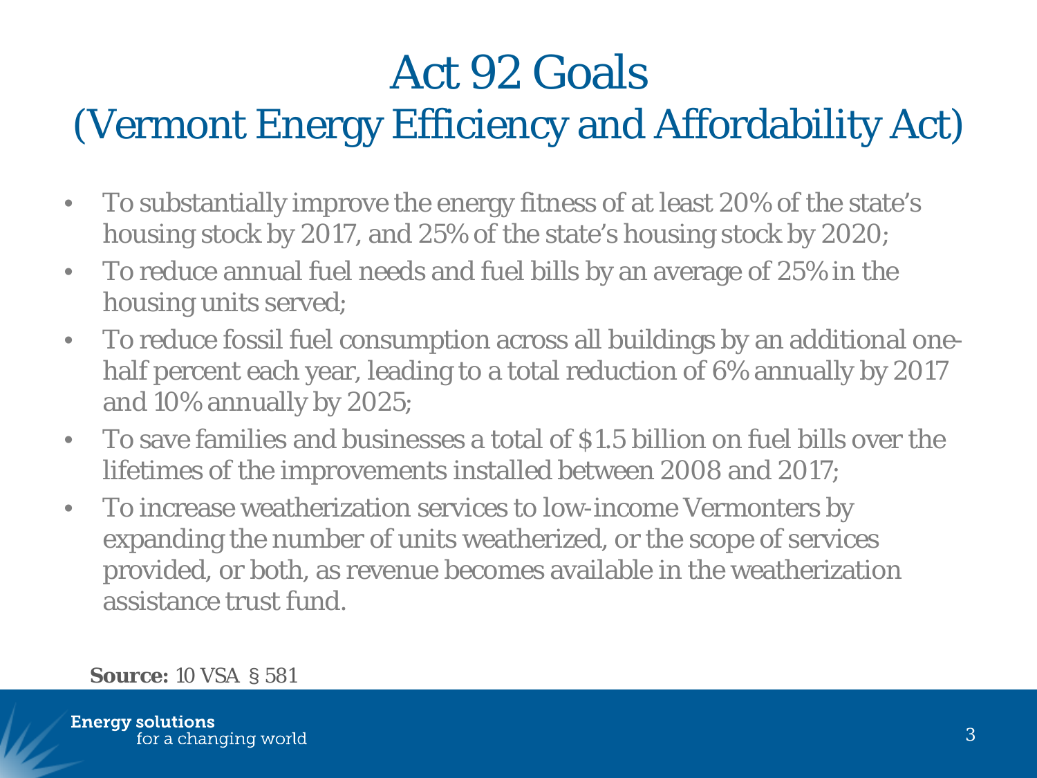# Act 92 Goals

## (Vermont Energy Efficiency and Affordability Act)

- To substantially improve the energy fitness of at least 20% of the state's housing stock by 2017, and 25% of the state's housing stock by 2020;
- To reduce annual fuel needs and fuel bills by an average of 25% in the housing units served;
- To reduce fossil fuel consumption across all buildings by an additional one-half percent each year, leading to a total reduction of 6% annually by 2017 and 10% annually by 2025;
- To save families and businesses a total of $1.5 billion on fuel bills over the lifetimes of the improvements installed between 2008 and 2017;
- To increase weatherization services to low-income Vermonters by expanding the number of units weatherized, or the scope of services provided, or both, as revenue becomes available in the weatherization assistance trust fund.

**Source:** 10 VSA § 581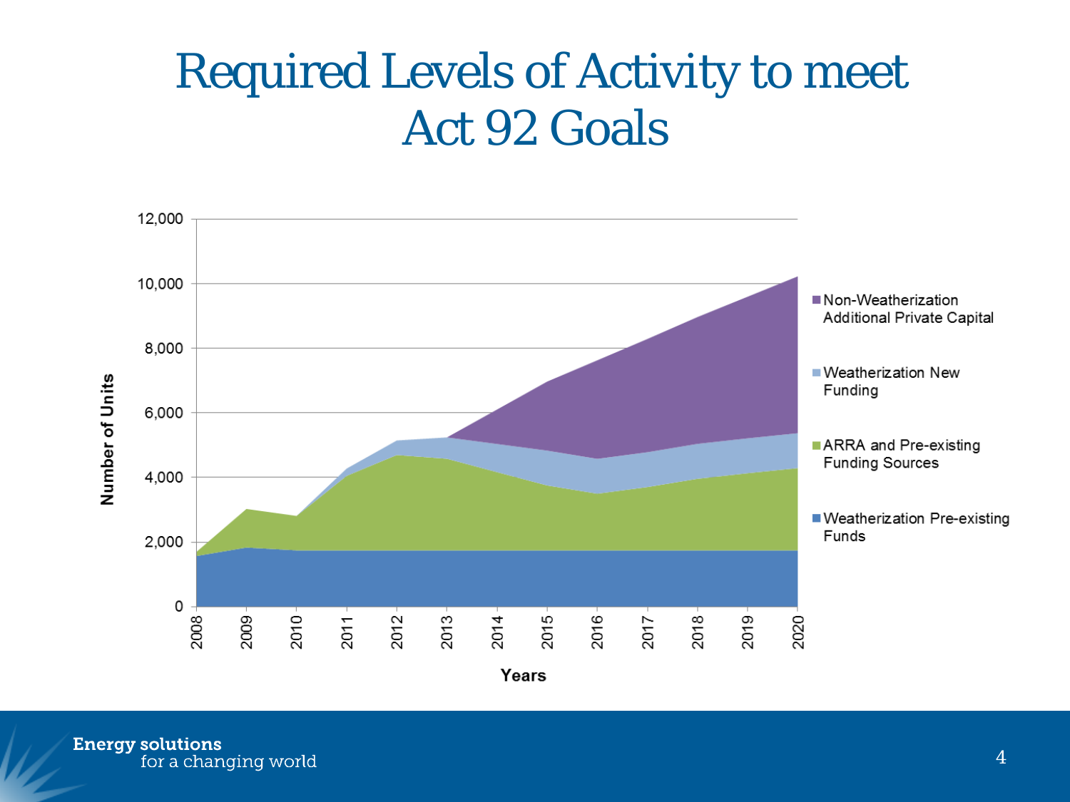# Required Levels of Activity to meet Act 92 Goals

Number of Units

12,000
10,000
8,000
6,000
4,000
2,000
0

2008 2009 2010 2011 2012 2013 2014 2015 2016 2017 2018 2019 2020

Years

- Non-Weatherization Additional Private Capital
- Weatherization New Funding
- ARRA and Pre-existing Funding Sources
- Weatherization Pre-existing Funds

Energy solutions for a changing world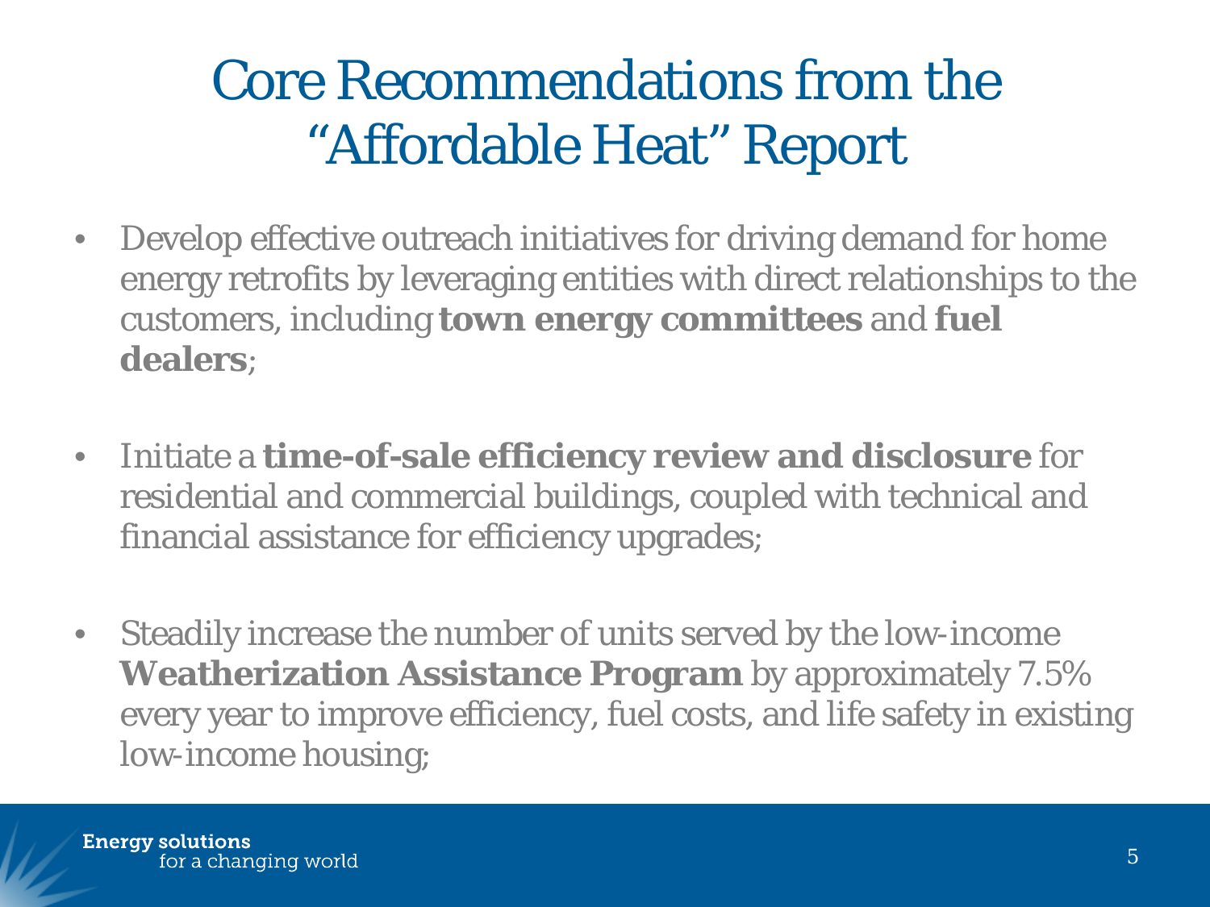# Core Recommendations from the "Affordable Heat" Report

- Develop effective outreach initiatives for driving demand for home energy retrofits by leveraging entities with direct relationships to the customers, including **town energy committees** and **fuel dealers**;
- Initiate a **time-of-sale efficiency review and disclosure** for residential and commercial buildings, coupled with technical and financial assistance for efficiency upgrades;
- Steadily increase the number of units served by the low-income **Weatherization Assistance Program** by approximately 7.5% every year to improve efficiency, fuel costs, and life safety in existing low-income housing;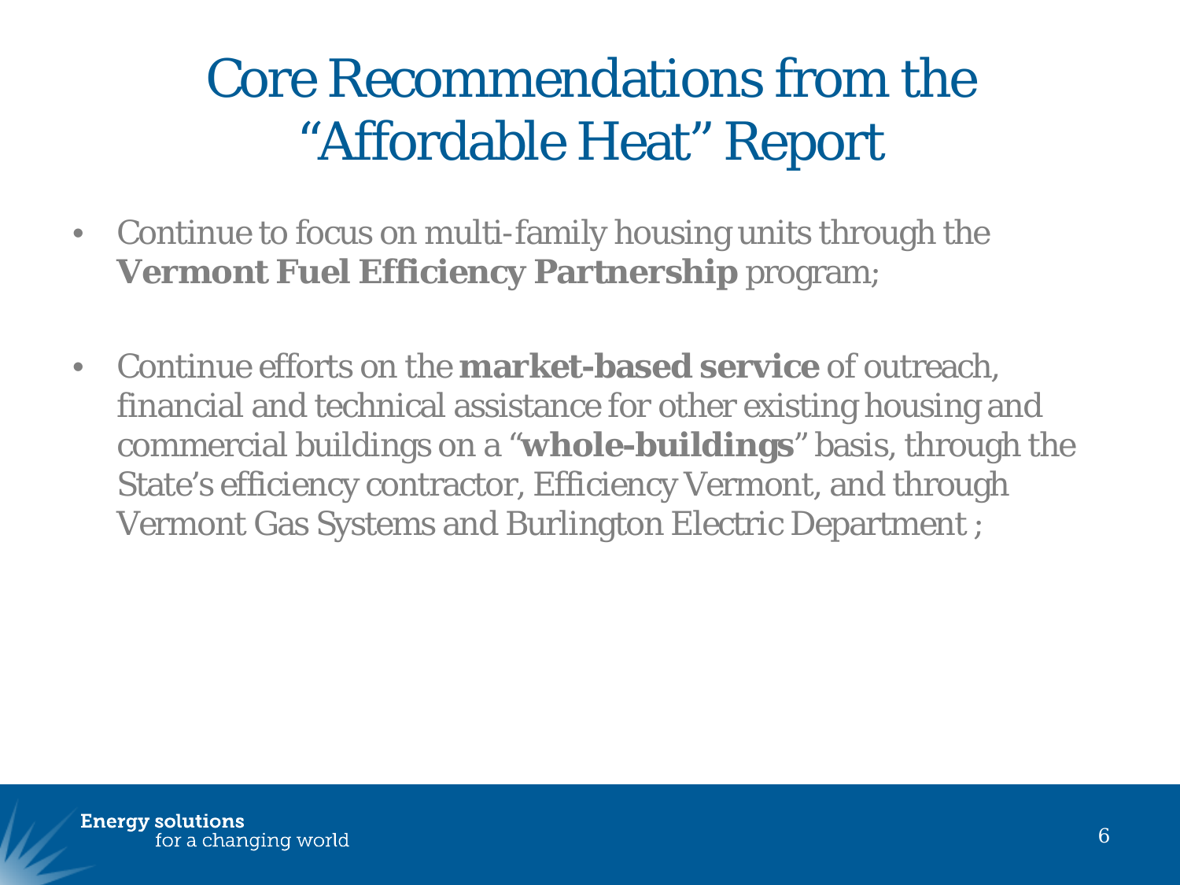# Core Recommendations from the "Affordable Heat" Report

- Continue to focus on multi-family housing units through the **Vermont Fuel Efficiency Partnership** program;

- Continue efforts on the **market-based service** of outreach, financial and technical assistance for other existing housing and commercial buildings on a "**whole-buildings**" basis, through the State's efficiency contractor, Efficiency Vermont, and through Vermont Gas Systems and Burlington Electric Department ;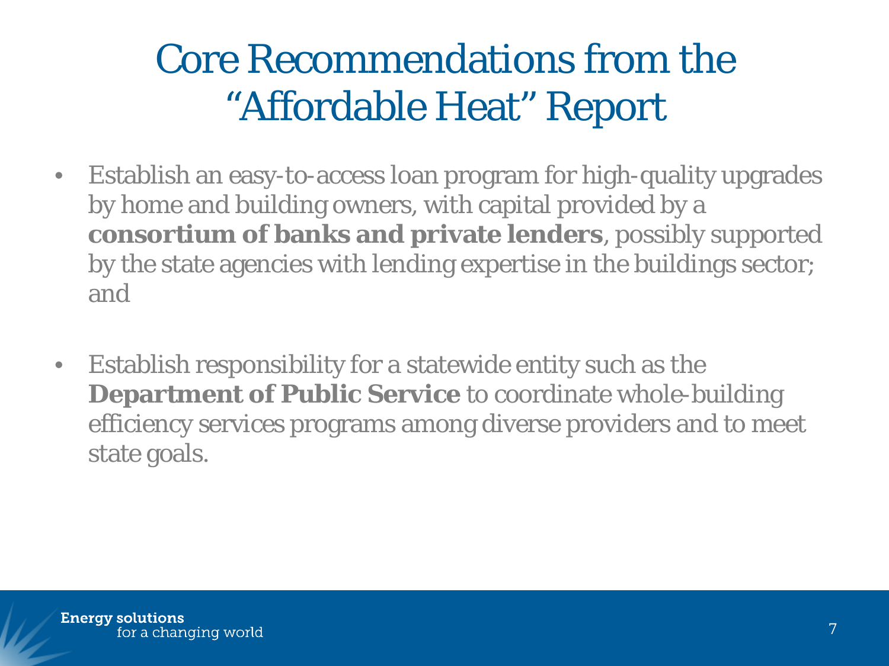# Core Recommendations from the "Affordable Heat" Report

- Establish an easy-to-access loan program for high-quality upgrades by home and building owners, with capital provided by a **consortium of banks and private lenders**, possibly supported by the state agencies with lending expertise in the buildings sector; and

- Establish responsibility for a statewide entity such as the **Department of Public Service** to coordinate whole-building efficiency services programs among diverse providers and to meet state goals.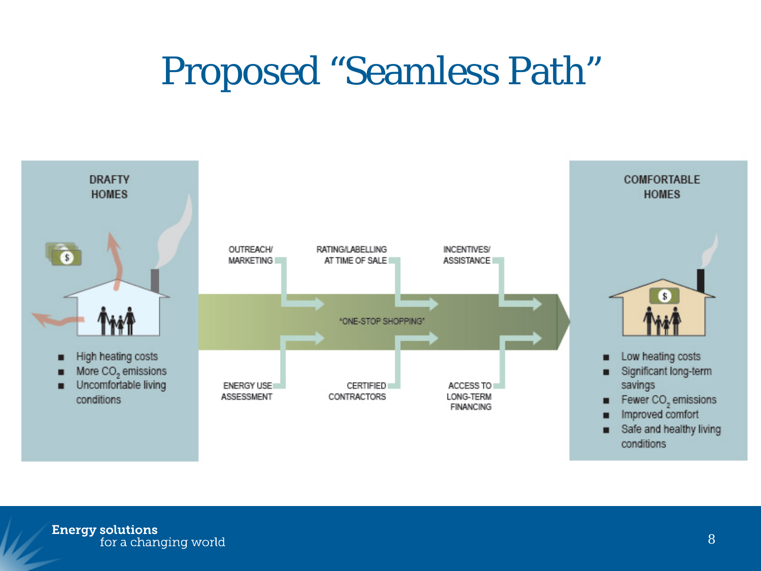# Proposed "Seamless Path"

**DRAFTY HOMES**

- High heating costs
- More $CO_2$ emissions
- Uncomfortable living conditions

OUTREACH/ MARKETING

ENERGY USE ASSESSMENT

RATING/LABELLING AT TIME OF SALE

CERTIFIED CONTRACTORS

INCENTIVES/ ASSISTANCE

ACCESS TO LONG-TERM FINANCING

'ONE-STOP SHOPPING'

**COMFORTABLE HOMES**

- Low heating costs
- Significant long-term savings
- Fewer $CO_2$ emissions
- Improved comfort
- Safe and healthy living conditions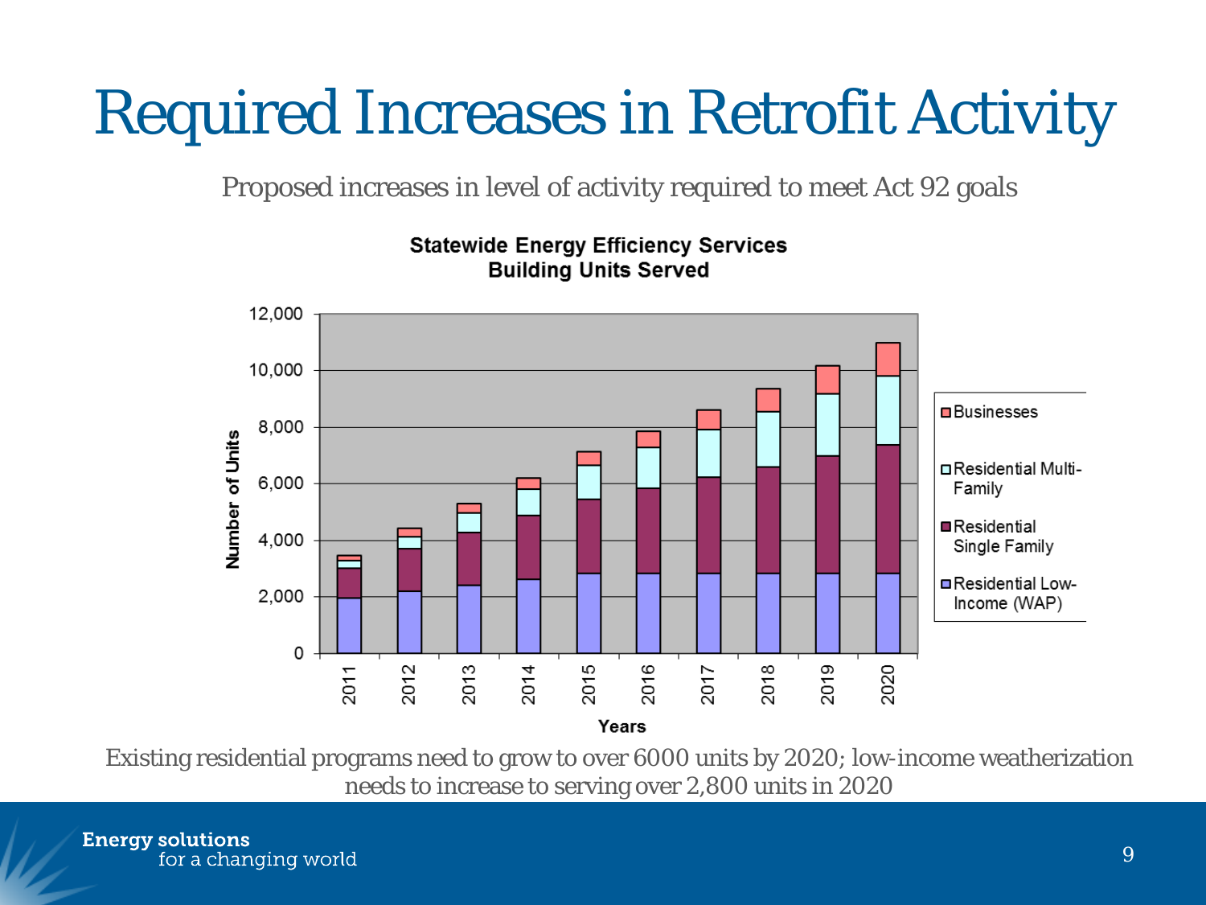# Required Increases in Retrofit Activity

Proposed increases in level of activity required to meet Act 92 goals

**Statewide Energy Efficiency Services**
**Building Units Served**

Existing residential programs need to grow to over 6000 units by 2020; low-income weatherization needs to increase to serving over 2,800 units in 2020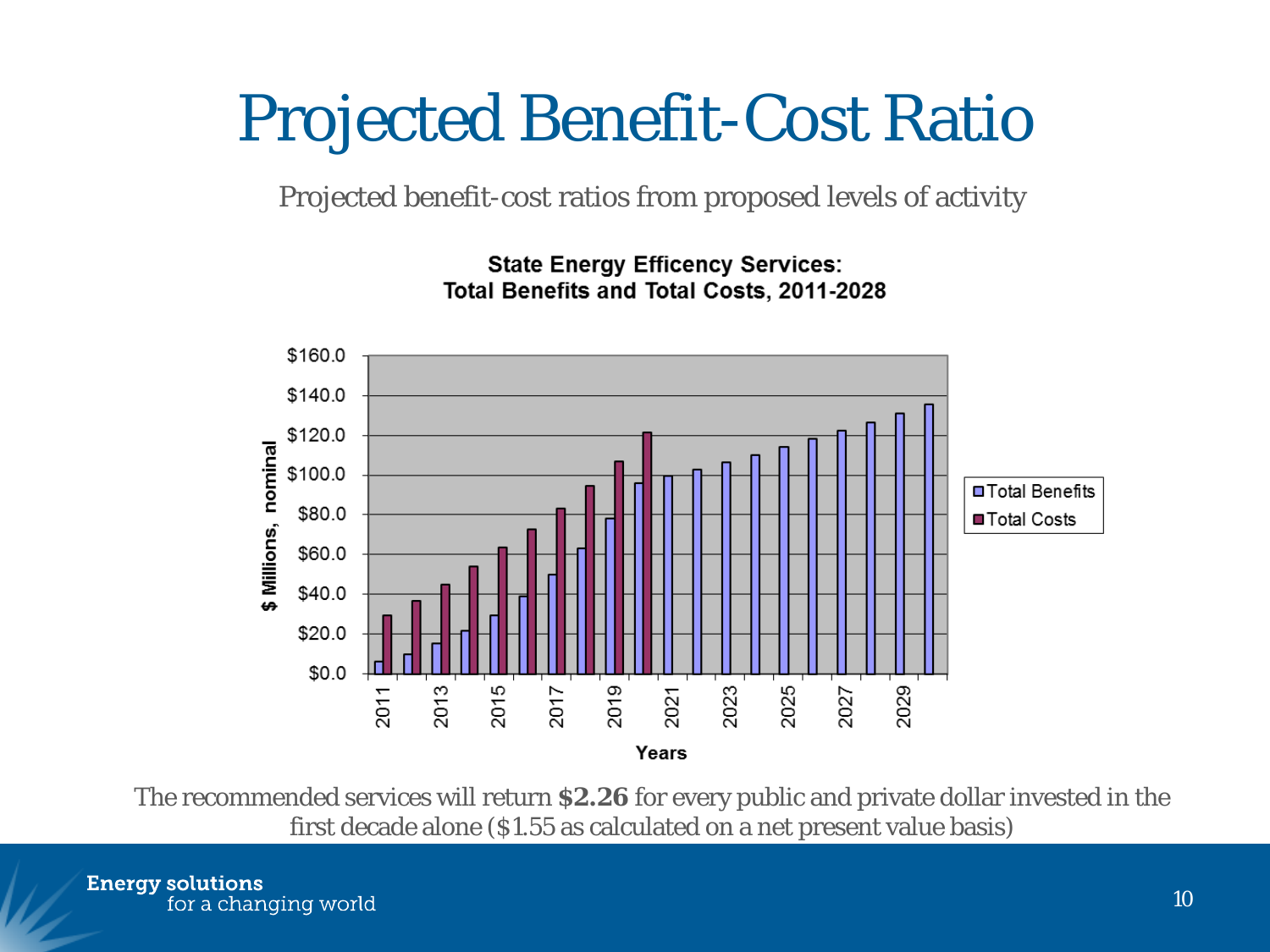# Projected Benefit-Cost Ratio

Projected benefit-cost ratios from proposed levels of activity

**State Energy Efficency Services:**
**Total Benefits and Total Costs, 2011-2028**

The recommended services will return **$2.26** for every public and private dollar invested in the first decade alone ($1.55 as calculated on a net present value basis)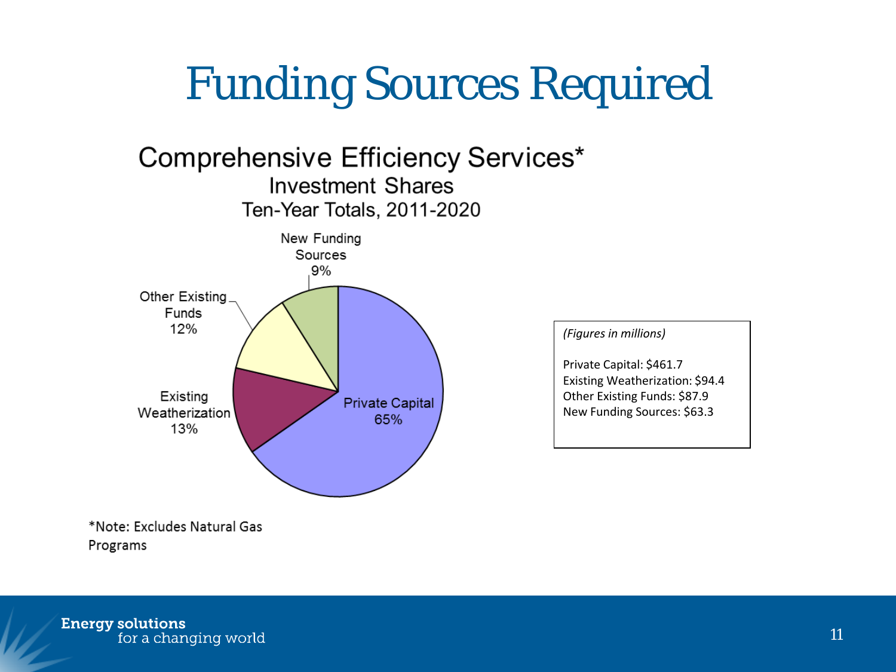# Funding Sources Required

## Comprehensive Efficiency Services*

### Investment Shares

Ten-Year Totals, 2011-2020

New Funding Sources 9%

Other Existing Funds 12%

Existing Weatherization 13%

Private Capital 65%

*(Figures in millions)*

Private Capital: $461.7
Existing Weatherization: $94.4
Other Existing Funds: $87.9
New Funding Sources: $63.3

*Note: Excludes Natural Gas Programs

Energy solutions for a changing world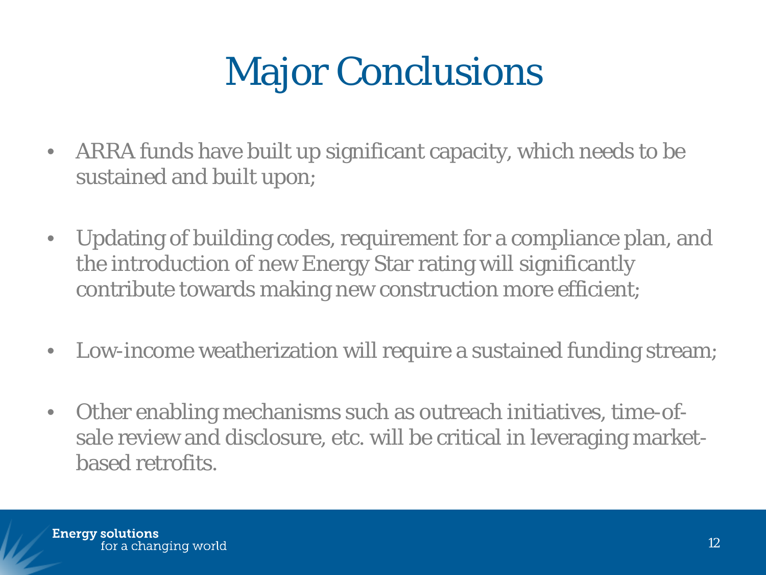# Major Conclusions

- ARRA funds have built up significant capacity, which needs to be sustained and built upon;
- Updating of building codes, requirement for a compliance plan, and the introduction of new Energy Star rating will significantly contribute towards making new construction more efficient;
- Low-income weatherization will require a sustained funding stream;
- Other enabling mechanisms such as outreach initiatives, time-of-sale review and disclosure, etc. will be critical in leveraging market-based retrofits.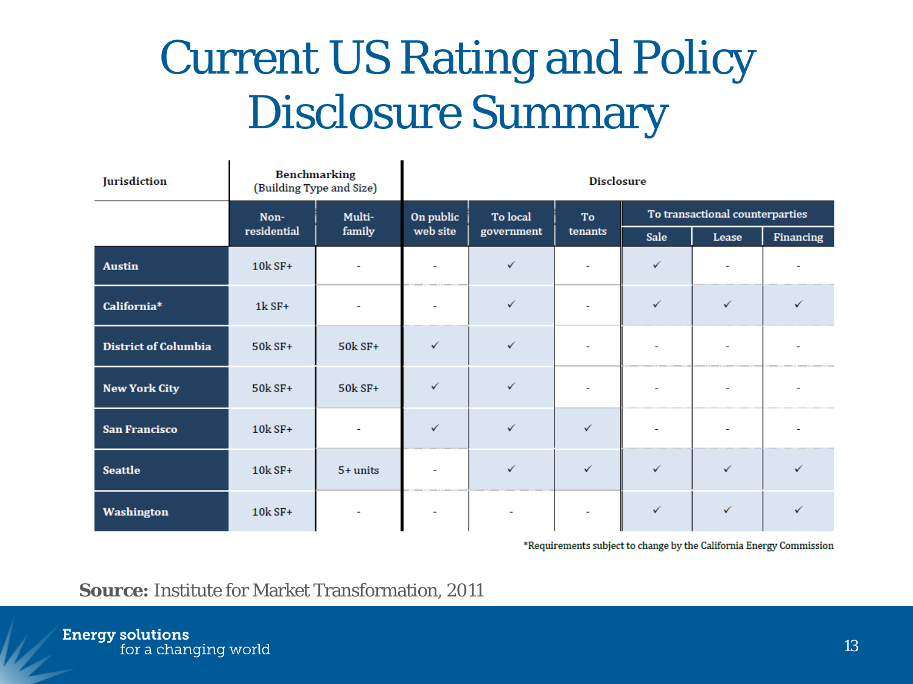# Current US Rating and Policy Disclosure Summary

| Jurisdiction | Benchmarking (Building Type and Size) | | Disclosure | | | | | |
|---|---|---|---|---|---|---|---|---|
| | Non-residential | Multi-family | On public web site | To local government | To tenants | To transactional counterparties | | |
| | | | | | | Sale | Lease | Financing |
| Austin | 10k SF+ | - | - | ✓ | - | ✓ | - | - |
| California* | 1k SF+ | - | - | ✓ | - | ✓ | ✓ | ✓ |
| District of Columbia | 50k SF+ | 50k SF+ | ✓ | ✓ | - | - | - | - |
| New York City | 50k SF+ | 50k SF+ | ✓ | ✓ | - | - | - | - |
| San Francisco | 10k SF+ | - | ✓ | ✓ | ✓ | - | - | - |
| Seattle | 10k SF+ | 5+ units | - | ✓ | ✓ | ✓ | ✓ | ✓ |
| Washington | 10k SF+ | - | - | - | - | ✓ | ✓ | ✓ |

*Requirements subject to change by the California Energy Commission

**Source:** Institute for Market Transformation, 2011

Energy solutions for a changing world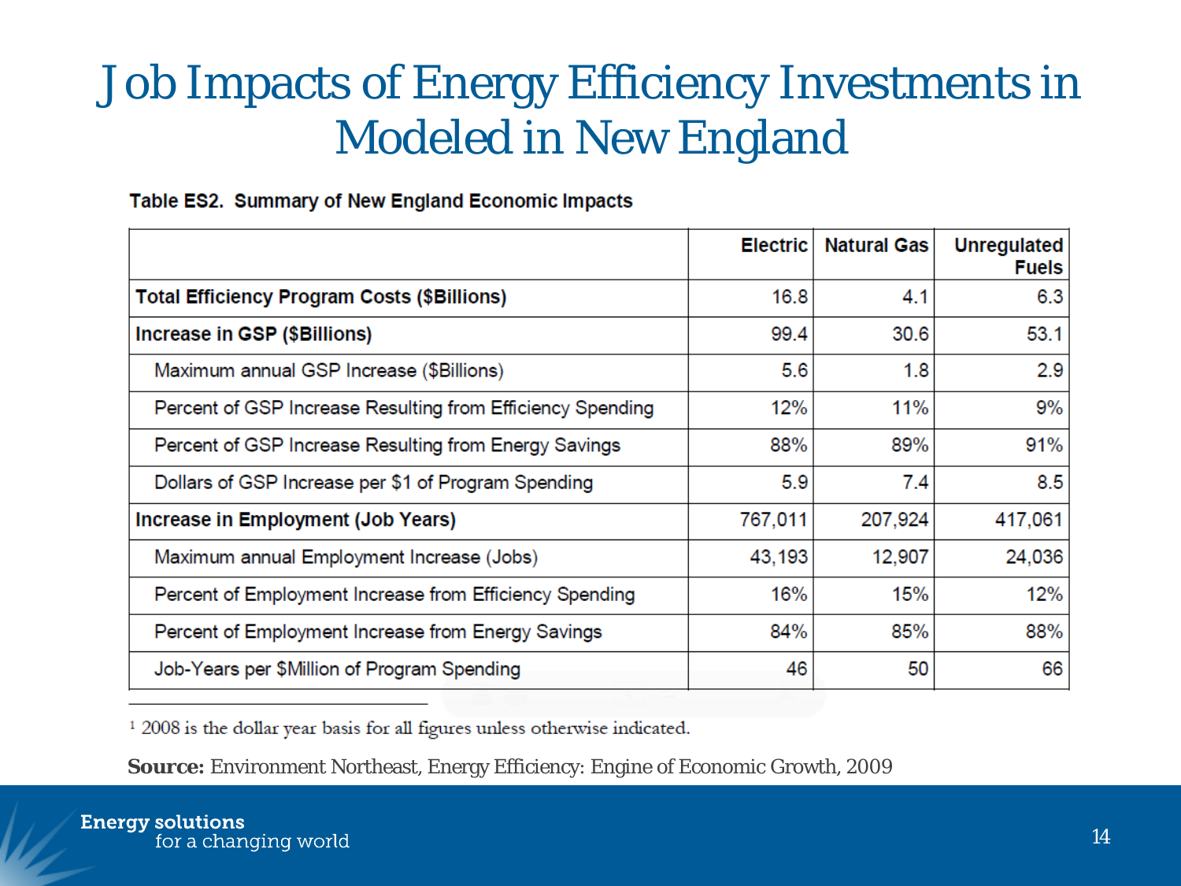# Job Impacts of Energy Efficiency Investments in Modeled in New England

**Table ES2. Summary of New England Economic Impacts**

| | Electric | Natural Gas | Unregulated Fuels |
|---|---|---|---|
| **Total Efficiency Program Costs ($Billions)** | 16.8 | 4.1 | 6.3 |
| **Increase in GSP ($Billions)** | 99.4 | 30.6 | 53.1 |
| Maximum annual GSP Increase ($Billions) | 5.6 | 1.8 | 2.9 |
| Percent of GSP Increase Resulting from Efficiency Spending | 12% | 11% | 9% |
| Percent of GSP Increase Resulting from Energy Savings | 88% | 89% | 91% |
| Dollars of GSP Increase per $1 of Program Spending | 5.9 | 7.4 | 8.5 |
| **Increase in Employment (Job Years)** | 767,011 | 207,924 | 417,061 |
| Maximum annual Employment Increase (Jobs) | 43,193 | 12,907 | 24,036 |
| Percent of Employment Increase from Efficiency Spending | 16% | 15% | 12% |
| Percent of Employment Increase from Energy Savings | 84% | 85% | 88% |
| Job-Years per $Million of Program Spending | 46 | 50 | 66 |

[1] 2008 is the dollar year basis for all figures unless otherwise indicated.

**Source:** Environment Northeast, Energy Efficiency: Engine of Economic Growth, 2009

Energy solutions
for a changing world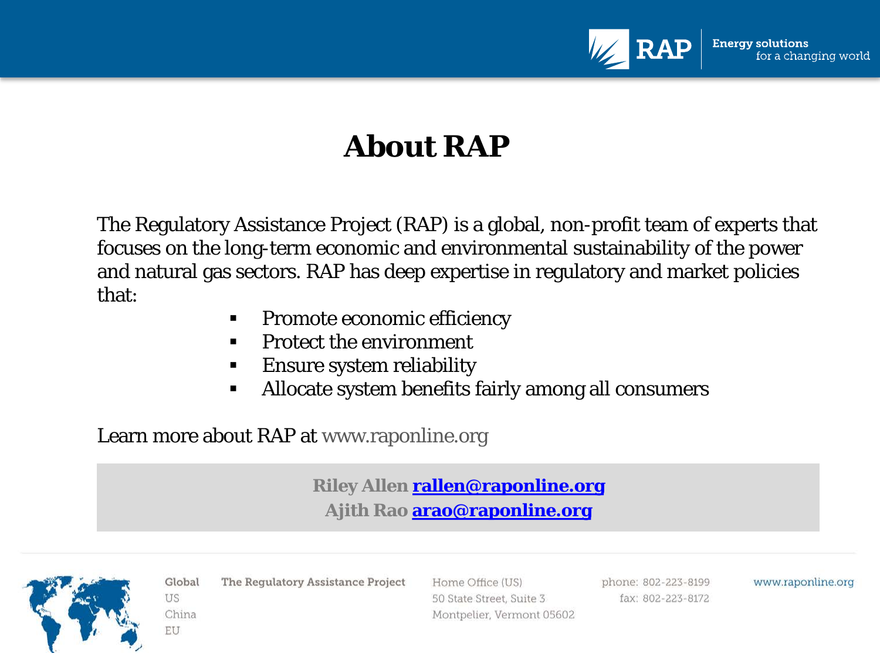# About RAP

The Regulatory Assistance Project (RAP) is a global, non-profit team of experts that focuses on the long-term economic and environmental sustainability of the power and natural gas sectors. RAP has deep expertise in regulatory and market policies that:

- Promote economic efficiency
- Protect the environment
- Ensure system reliability
- Allocate system benefits fairly among all consumers

Learn more about RAP at www.raponline.org

**Riley Allen** **rallen@raponline.org**
**Ajith Rao** **arao@raponline.org**

Global
US
China
EU

The Regulatory Assistance Project

Home Office (US)
50 State Street, Suite 3
Montpelier, Vermont 05602

phone: 802-223-8199
fax: 802-223-8172

www.raponline.org